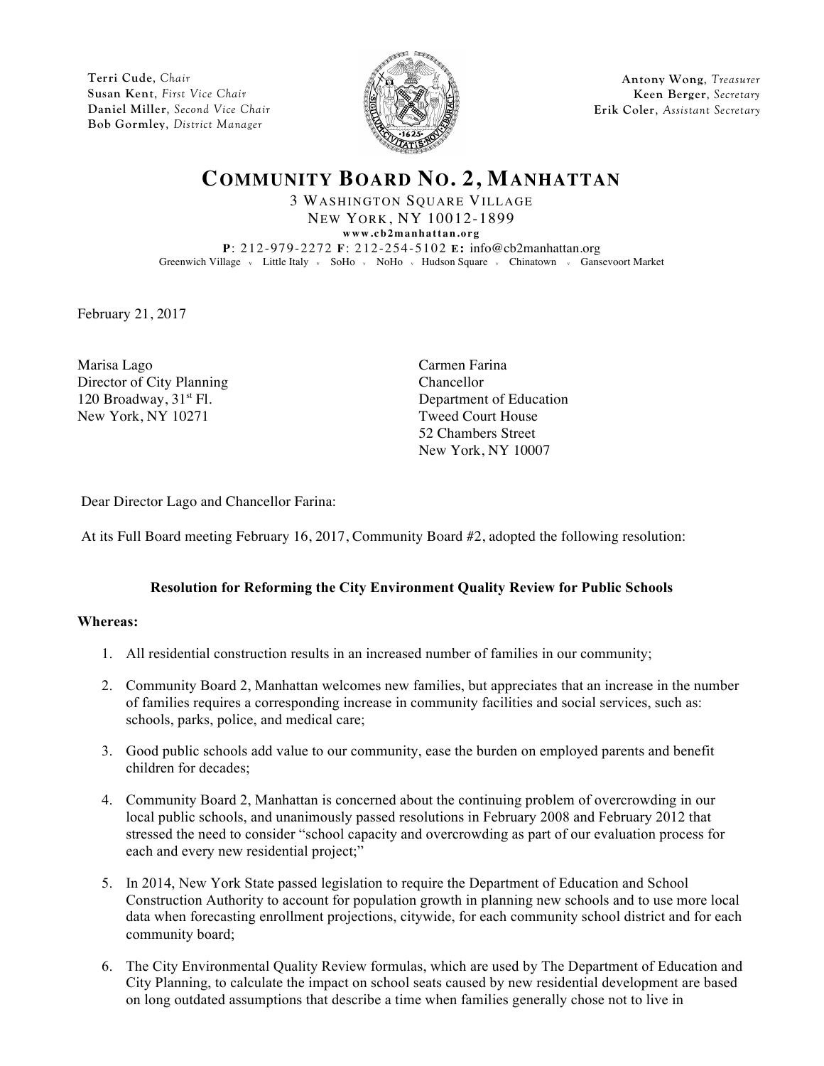Terri Cude, *Chair*
Susan Kent, *First Vice Chair*
Daniel Miller, *Second Vice Chair*
Bob Gormley, *District Manager*

Antony Wong, *Treasurer*
Keen Berger, *Secretary*
Erik Coler, *Assistant Secretary*

# COMMUNITY BOARD NO. 2, MANHATTAN

3 WASHINGTON SQUARE VILLAGE
NEW YORK, NY 10012-1899
www.cb2manhattan.org
**P**: 212-979-2272 **F**: 212-254-5102 **E:** info@cb2manhattan.org
Greenwich Village · Little Italy · SoHo · NoHo · Hudson Square · Chinatown · Gansevoort Market

February 21, 2017

Marisa Lago
Director of City Planning
120 Broadway, 31st Fl.
New York, NY 10271

Carmen Farina
Chancellor
Department of Education
Tweed Court House
52 Chambers Street
New York, NY 10007

Dear Director Lago and Chancellor Farina:

At its Full Board meeting February 16, 2017, Community Board #2, adopted the following resolution:

**Resolution for Reforming the City Environment Quality Review for Public Schools**

**Whereas:**

1. All residential construction results in an increased number of families in our community;

2. Community Board 2, Manhattan welcomes new families, but appreciates that an increase in the number of families requires a corresponding increase in community facilities and social services, such as: schools, parks, police, and medical care;

3. Good public schools add value to our community, ease the burden on employed parents and benefit children for decades;

4. Community Board 2, Manhattan is concerned about the continuing problem of overcrowding in our local public schools, and unanimously passed resolutions in February 2008 and February 2012 that stressed the need to consider "school capacity and overcrowding as part of our evaluation process for each and every new residential project;"

5. In 2014, New York State passed legislation to require the Department of Education and School Construction Authority to account for population growth in planning new schools and to use more local data when forecasting enrollment projections, citywide, for each community school district and for each community board;

6. The City Environmental Quality Review formulas, which are used by The Department of Education and City Planning, to calculate the impact on school seats caused by new residential development are based on long outdated assumptions that describe a time when families generally chose not to live in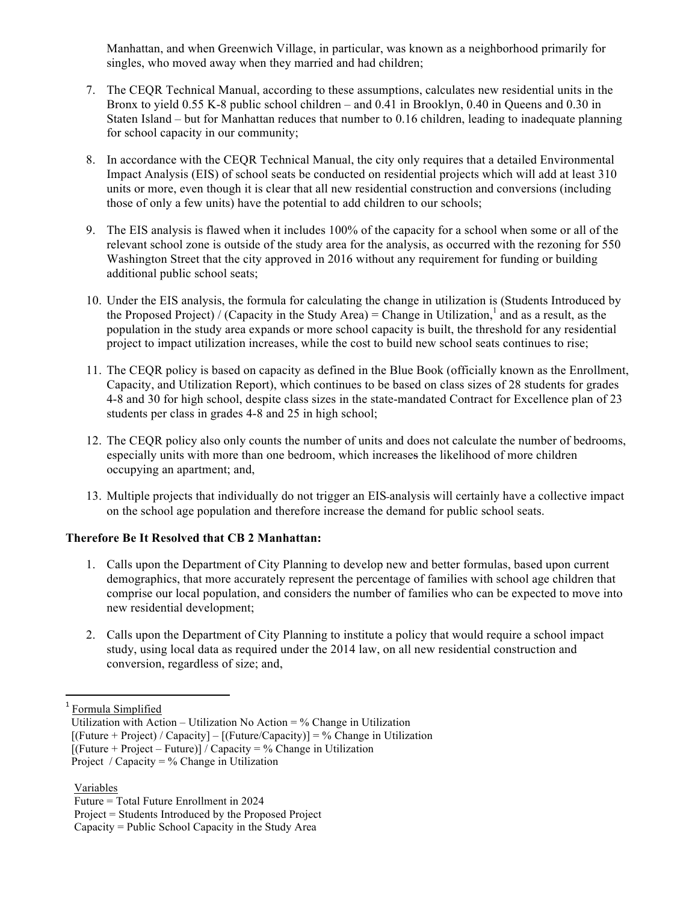Manhattan, and when Greenwich Village, in particular, was known as a neighborhood primarily for singles, who moved away when they married and had children;

7. The CEQR Technical Manual, according to these assumptions, calculates new residential units in the Bronx to yield 0.55 K-8 public school children – and 0.41 in Brooklyn, 0.40 in Queens and 0.30 in Staten Island – but for Manhattan reduces that number to 0.16 children, leading to inadequate planning for school capacity in our community;

8. In accordance with the CEQR Technical Manual, the city only requires that a detailed Environmental Impact Analysis (EIS) of school seats be conducted on residential projects which will add at least 310 units or more, even though it is clear that all new residential construction and conversions (including those of only a few units) have the potential to add children to our schools;

9. The EIS analysis is flawed when it includes 100% of the capacity for a school when some or all of the relevant school zone is outside of the study area for the analysis, as occurred with the rezoning for 550 Washington Street that the city approved in 2016 without any requirement for funding or building additional public school seats;

10. Under the EIS analysis, the formula for calculating the change in utilization is (Students Introduced by the Proposed Project) / (Capacity in the Study Area) = Change in Utilization,[1] and as a result, as the population in the study area expands or more school capacity is built, the threshold for any residential project to impact utilization increases, while the cost to build new school seats continues to rise;

11. The CEQR policy is based on capacity as defined in the Blue Book (officially known as the Enrollment, Capacity, and Utilization Report), which continues to be based on class sizes of 28 students for grades 4-8 and 30 for high school, despite class sizes in the state-mandated Contract for Excellence plan of 23 students per class in grades 4-8 and 25 in high school;

12. The CEQR policy also only counts the number of units and does not calculate the number of bedrooms, especially units with more than one bedroom, which increases the likelihood of more children occupying an apartment; and,

13. Multiple projects that individually do not trigger an EIS analysis will certainly have a collective impact on the school age population and therefore increase the demand for public school seats.

**Therefore Be It Resolved that CB 2 Manhattan:**

1. Calls upon the Department of City Planning to develop new and better formulas, based upon current demographics, that more accurately represent the percentage of families with school age children that comprise our local population, and considers the number of families who can be expected to move into new residential development;

2. Calls upon the Department of City Planning to institute a policy that would require a school impact study, using local data as required under the 2014 law, on all new residential construction and conversion, regardless of size; and,

---

[1] Formula Simplified

Utilization with Action – Utilization No Action = % Change in Utilization
[(Future + Project) / Capacity] – [(Future/Capacity)] = % Change in Utilization
[(Future + Project – Future)] / Capacity = % Change in Utilization
Project / Capacity = % Change in Utilization

Variables

Future = Total Future Enrollment in 2024
Project = Students Introduced by the Proposed Project
Capacity = Public School Capacity in the Study Area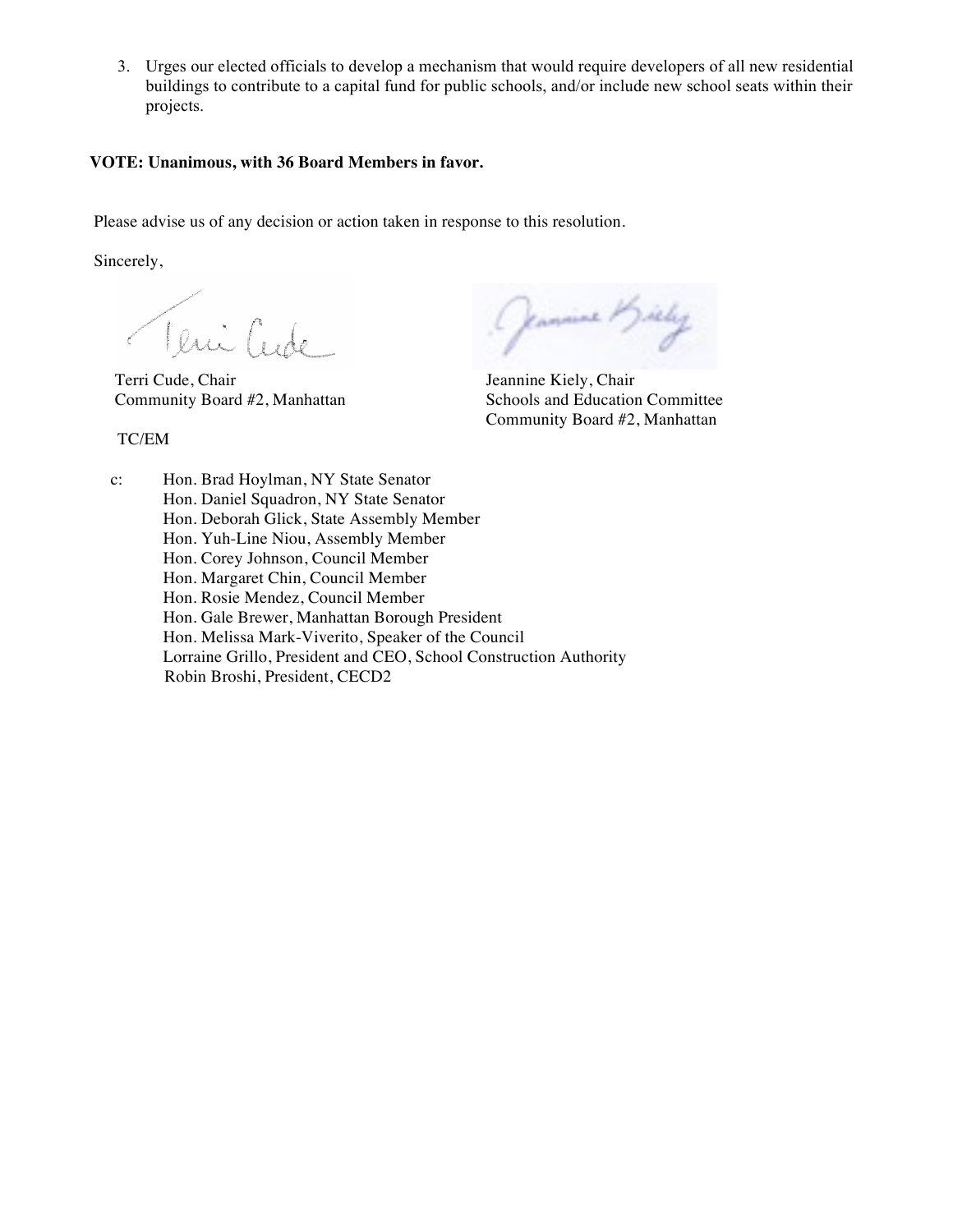3. Urges our elected officials to develop a mechanism that would require developers of all new residential buildings to contribute to a capital fund for public schools, and/or include new school seats within their projects.

**VOTE: Unanimous, with 36 Board Members in favor.**

Please advise us of any decision or action taken in response to this resolution.

Sincerely,

Terri Cude, Chair
Community Board #2, Manhattan

Jeannine Kiely, Chair
Schools and Education Committee
Community Board #2, Manhattan

TC/EM

c: Hon. Brad Hoylman, NY State Senator
Hon. Daniel Squadron, NY State Senator
Hon. Deborah Glick, State Assembly Member
Hon. Yuh-Line Niou, Assembly Member
Hon. Corey Johnson, Council Member
Hon. Margaret Chin, Council Member
Hon. Rosie Mendez, Council Member
Hon. Gale Brewer, Manhattan Borough President
Hon. Melissa Mark-Viverito, Speaker of the Council
Lorraine Grillo, President and CEO, School Construction Authority
Robin Broshi, President, CECD2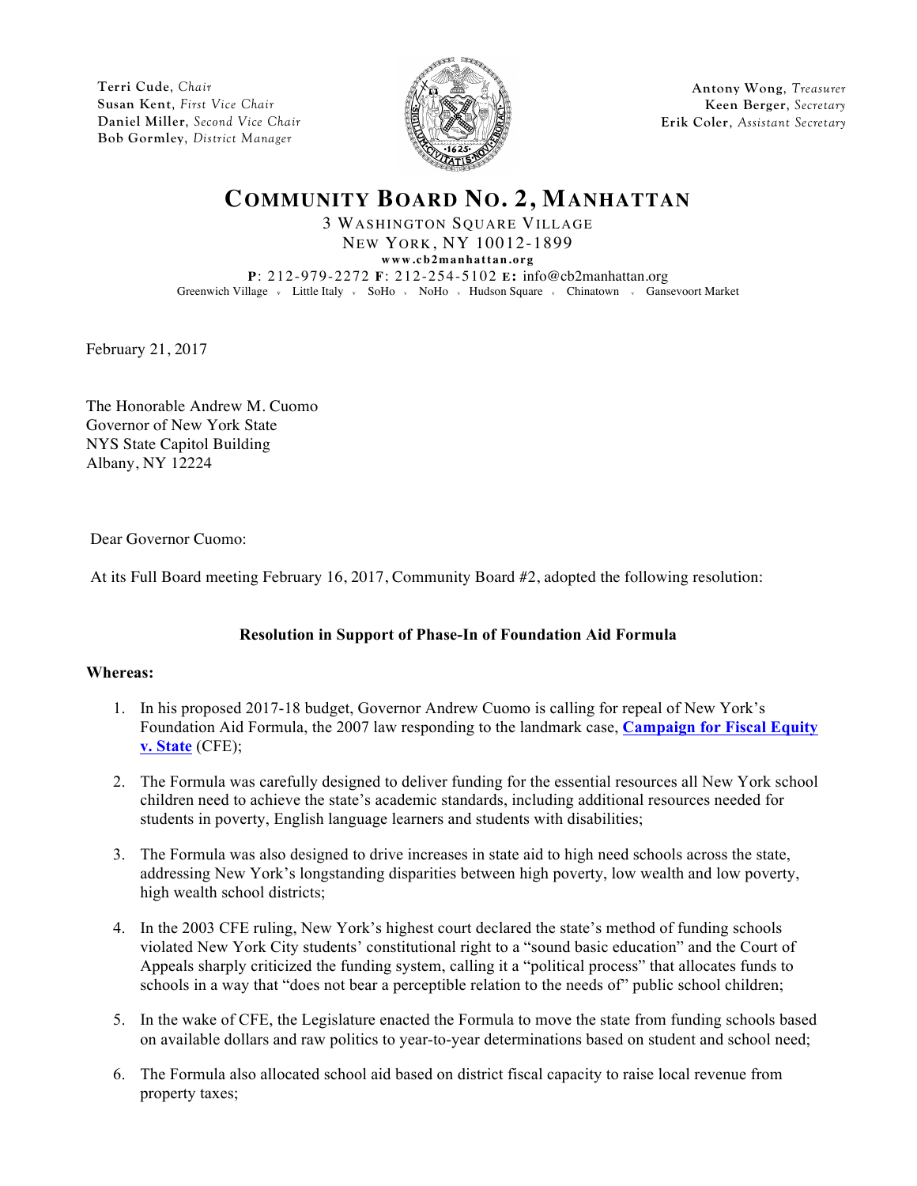Terri Cude, *Chair*
Susan Kent, *First Vice Chair*
Daniel Miller, *Second Vice Chair*
Bob Gormley, *District Manager*

Antony Wong, *Treasurer*
Keen Berger, *Secretary*
Erik Coler, *Assistant Secretary*

# COMMUNITY BOARD NO. 2, MANHATTAN

3 WASHINGTON SQUARE VILLAGE
NEW YORK, NY 10012-1899
www.cb2manhattan.org
**P**: 212-979-2272 **F**: 212-254-5102 **E:** info@cb2manhattan.org
Greenwich Village • Little Italy • SoHo • NoHo • Hudson Square • Chinatown • Gansevoort Market

February 21, 2017

The Honorable Andrew M. Cuomo
Governor of New York State
NYS State Capitol Building
Albany, NY 12224

Dear Governor Cuomo:

At its Full Board meeting February 16, 2017, Community Board #2, adopted the following resolution:

**Resolution in Support of Phase-In of Foundation Aid Formula**

**Whereas:**

1. In his proposed 2017-18 budget, Governor Andrew Cuomo is calling for repeal of New York's Foundation Aid Formula, the 2007 law responding to the landmark case, **Campaign for Fiscal Equity v. State** (CFE);
2. The Formula was carefully designed to deliver funding for the essential resources all New York school children need to achieve the state's academic standards, including additional resources needed for students in poverty, English language learners and students with disabilities;
3. The Formula was also designed to drive increases in state aid to high need schools across the state, addressing New York's longstanding disparities between high poverty, low wealth and low poverty, high wealth school districts;
4. In the 2003 CFE ruling, New York's highest court declared the state's method of funding schools violated New York City students' constitutional right to a "sound basic education" and the Court of Appeals sharply criticized the funding system, calling it a "political process" that allocates funds to schools in a way that "does not bear a perceptible relation to the needs of" public school children;
5. In the wake of CFE, the Legislature enacted the Formula to move the state from funding schools based on available dollars and raw politics to year-to-year determinations based on student and school need;
6. The Formula also allocated school aid based on district fiscal capacity to raise local revenue from property taxes;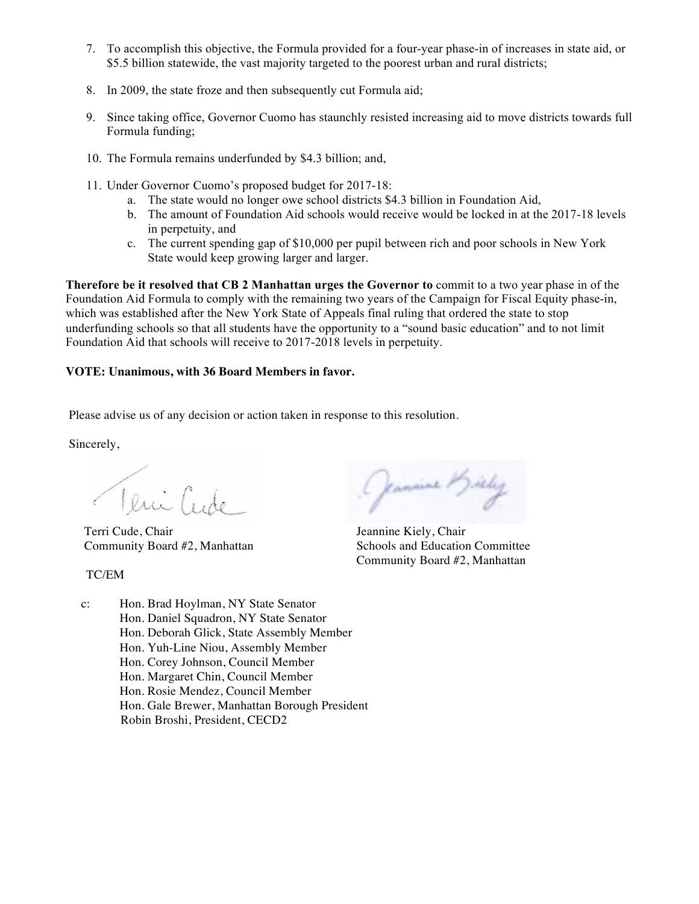7. To accomplish this objective, the Formula provided for a four-year phase-in of increases in state aid, or $5.5 billion statewide, the vast majority targeted to the poorest urban and rural districts;

8. In 2009, the state froze and then subsequently cut Formula aid;

9. Since taking office, Governor Cuomo has staunchly resisted increasing aid to move districts towards full Formula funding;

10. The Formula remains underfunded by $4.3 billion; and,

11. Under Governor Cuomo's proposed budget for 2017-18:
    a. The state would no longer owe school districts $4.3 billion in Foundation Aid,
    b. The amount of Foundation Aid schools would receive would be locked in at the 2017-18 levels in perpetuity, and
    c. The current spending gap of $10,000 per pupil between rich and poor schools in New York State would keep growing larger and larger.

**Therefore be it resolved that CB 2 Manhattan urges the Governor to** commit to a two year phase in of the Foundation Aid Formula to comply with the remaining two years of the Campaign for Fiscal Equity phase-in, which was established after the New York State of Appeals final ruling that ordered the state to stop underfunding schools so that all students have the opportunity to a "sound basic education" and to not limit Foundation Aid that schools will receive to 2017-2018 levels in perpetuity.

**VOTE: Unanimous, with 36 Board Members in favor.**

Please advise us of any decision or action taken in response to this resolution.

Sincerely,

Terri Cude, Chair
Community Board #2, Manhattan

Jeannine Kiely, Chair
Schools and Education Committee
Community Board #2, Manhattan

TC/EM

c: Hon. Brad Hoylman, NY State Senator
Hon. Daniel Squadron, NY State Senator
Hon. Deborah Glick, State Assembly Member
Hon. Yuh-Line Niou, Assembly Member
Hon. Corey Johnson, Council Member
Hon. Margaret Chin, Council Member
Hon. Rosie Mendez, Council Member
Hon. Gale Brewer, Manhattan Borough President
Robin Broshi, President, CECD2